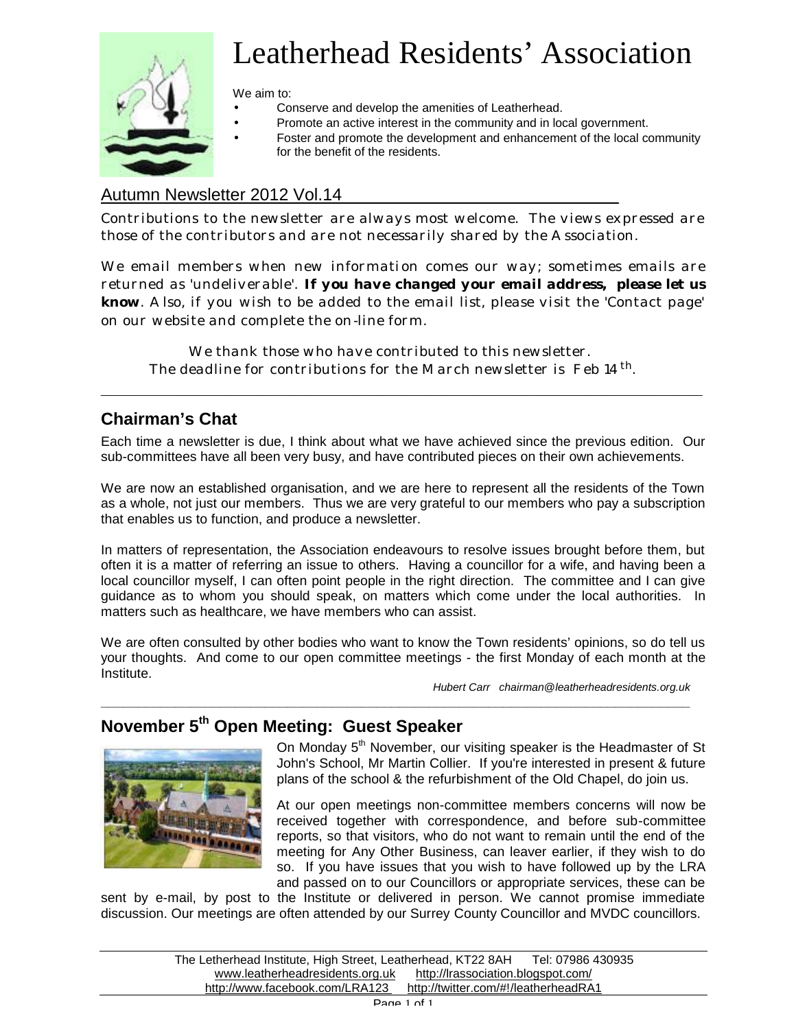# Leatherhead Residents' Association

We aim to:

- Conserve and develop the amenities of Leatherhead.
- Promote an active interest in the community and in local government.
- Foster and promote the development and enhancement of the local community for the benefit of the residents.

## Autumn Newsletter 2012 Vol.14

Contributions to the newsletter are always most welcome. The views expressed are those of the contributors and are not necessarily shared by the Association.

We email members when new information comes our way; sometimes emails are returned as 'undeliverable'. **If you have changed your email address, please let us know**. Also, if you wish to be added to the email list, please visit the 'Contact page' on our website and complete the on-line form.

We thank those who have contributed to this newsletter.
The deadline for contributions for the March newsletter is Feb 14th.

---

## Chairman's Chat

Each time a newsletter is due, I think about what we have achieved since the previous edition. Our sub-committees have all been very busy, and have contributed pieces on their own achievements.

We are now an established organisation, and we are here to represent all the residents of the Town as a whole, not just our members. Thus we are very grateful to our members who pay a subscription that enables us to function, and produce a newsletter.

In matters of representation, the Association endeavours to resolve issues brought before them, but often it is a matter of referring an issue to others. Having a councillor for a wife, and having been a local councillor myself, I can often point people in the right direction. The committee and I can give guidance as to whom you should speak, on matters which come under the local authorities. In matters such as healthcare, we have members who can assist.

We are often consulted by other bodies who want to know the Town residents' opinions, so do tell us your thoughts. And come to our open committee meetings - the first Monday of each month at the Institute.

*Hubert Carr chairman@leatherheadresidents.org.uk*

---

## November 5th Open Meeting: Guest Speaker

On Monday 5th November, our visiting speaker is the Headmaster of St John's School, Mr Martin Collier. If you're interested in present & future plans of the school & the refurbishment of the Old Chapel, do join us.

At our open meetings non-committee members concerns will now be received together with correspondence, and before sub-committee reports, so that visitors, who do not want to remain until the end of the meeting for Any Other Business, can leaver earlier, if they wish to do so. If you have issues that you wish to have followed up by the LRA and passed on to our Councillors or appropriate services, these can be sent by e-mail, by post to the Institute or delivered in person. We cannot promise immediate discussion. Our meetings are often attended by our Surrey County Councillor and MVDC councillors.

---

The Letherhead Institute, High Street, Leatherhead, KT22 8AH Tel: 07986 430935
www.leatherheadresidents.org.uk http://lrassociation.blogspot.com/
http://www.facebook.com/LRA123 http://twitter.com/#!/leatherheadRA1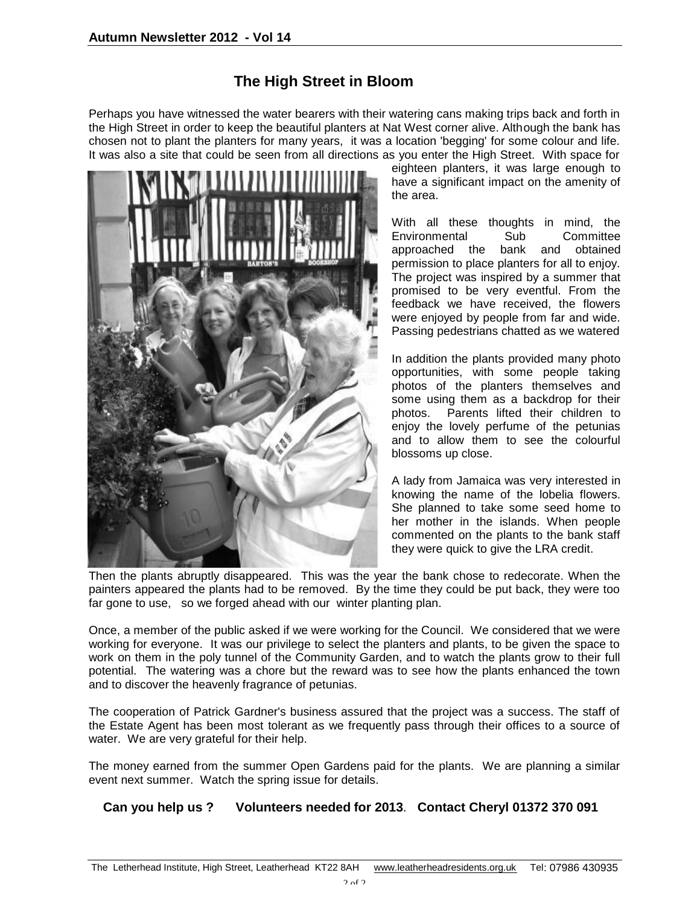## The High Street in Bloom

Perhaps you have witnessed the water bearers with their watering cans making trips back and forth in the High Street in order to keep the beautiful planters at Nat West corner alive. Although the bank has chosen not to plant the planters for many years, it was a location 'begging' for some colour and life. It was also a site that could be seen from all directions as you enter the High Street. With space for eighteen planters, it was large enough to have a significant impact on the amenity of the area.

With all these thoughts in mind, the Environmental Sub Committee approached the bank and obtained permission to place planters for all to enjoy. The project was inspired by a summer that promised to be very eventful. From the feedback we have received, the flowers were enjoyed by people from far and wide. Passing pedestrians chatted as we watered

In addition the plants provided many photo opportunities, with some people taking photos of the planters themselves and some using them as a backdrop for their photos. Parents lifted their children to enjoy the lovely perfume of the petunias and to allow them to see the colourful blossoms up close.

A lady from Jamaica was very interested in knowing the name of the lobelia flowers. She planned to take some seed home to her mother in the islands. When people commented on the plants to the bank staff they were quick to give the LRA credit.

Then the plants abruptly disappeared. This was the year the bank chose to redecorate. When the painters appeared the plants had to be removed. By the time they could be put back, they were too far gone to use, so we forged ahead with our winter planting plan.

Once, a member of the public asked if we were working for the Council. We considered that we were working for everyone. It was our privilege to select the planters and plants, to be given the space to work on them in the poly tunnel of the Community Garden, and to watch the plants grow to their full potential. The watering was a chore but the reward was to see how the plants enhanced the town and to discover the heavenly fragrance of petunias.

The cooperation of Patrick Gardner's business assured that the project was a success. The staff of the Estate Agent has been most tolerant as we frequently pass through their offices to a source of water. We are very grateful for their help.

The money earned from the summer Open Gardens paid for the plants. We are planning a similar event next summer. Watch the spring issue for details.

**Can you help us ? Volunteers needed for 2013. Contact Cheryl 01372 370 091**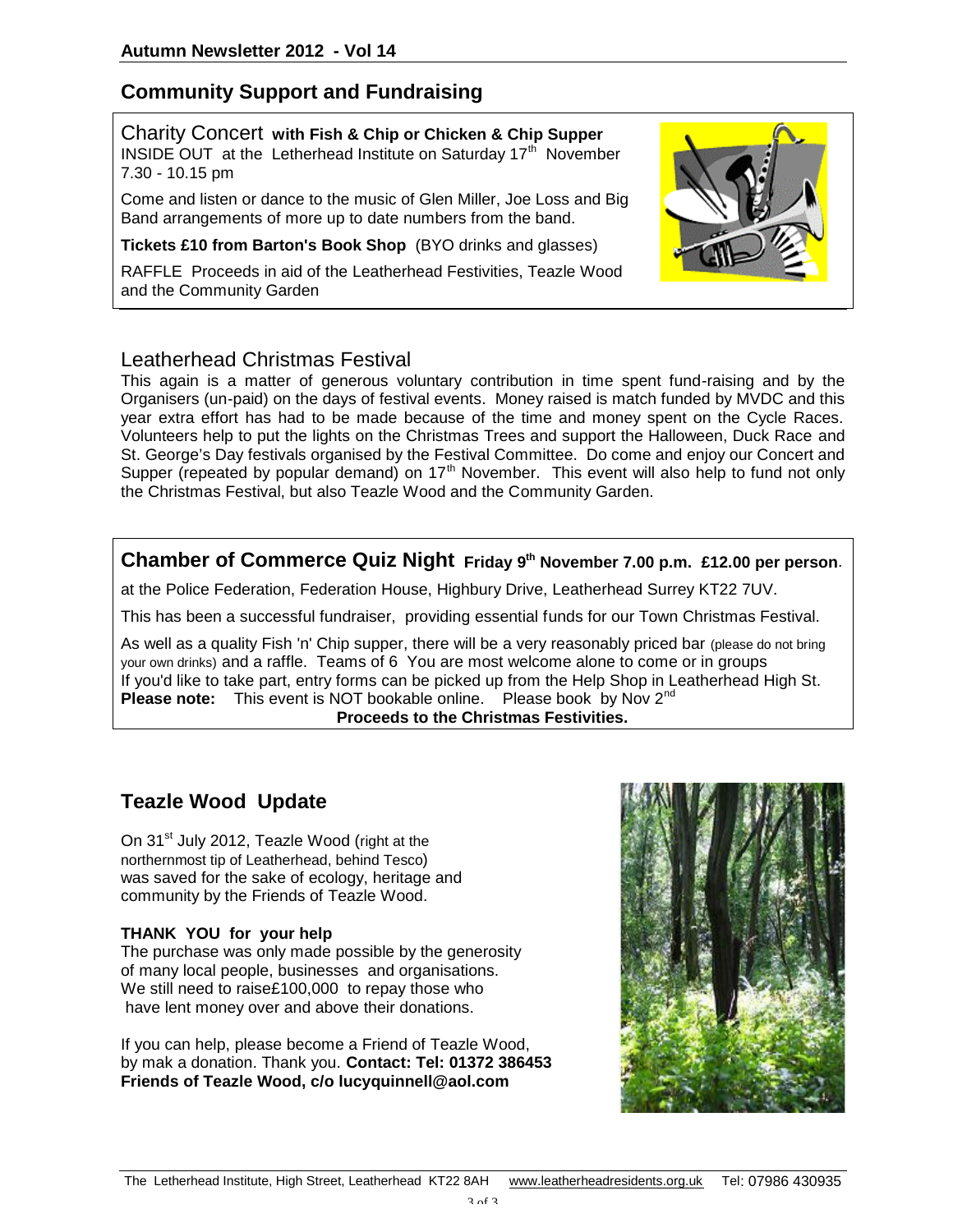## Community Support and Fundraising

Charity Concert **with Fish & Chip or Chicken & Chip Supper**
INSIDE OUT at the Letherhead Institute on Saturday 17th November
7.30 - 10.15 pm

Come and listen or dance to the music of Glen Miller, Joe Loss and Big Band arrangements of more up to date numbers from the band.

**Tickets £10 from Barton's Book Shop** (BYO drinks and glasses)

RAFFLE Proceeds in aid of the Leatherhead Festivities, Teazle Wood and the Community Garden

### Leatherhead Christmas Festival

This again is a matter of generous voluntary contribution in time spent fund-raising and by the Organisers (un-paid) on the days of festival events. Money raised is match funded by MVDC and this year extra effort has had to be made because of the time and money spent on the Cycle Races. Volunteers help to put the lights on the Christmas Trees and support the Halloween, Duck Race and St. George's Day festivals organised by the Festival Committee. Do come and enjoy our Concert and Supper (repeated by popular demand) on 17th November. This event will also help to fund not only the Christmas Festival, but also Teazle Wood and the Community Garden.

### Chamber of Commerce Quiz Night **Friday 9th November 7.00 p.m. £12.00 per person**.

at the Police Federation, Federation House, Highbury Drive, Leatherhead Surrey KT22 7UV.

This has been a successful fundraiser, providing essential funds for our Town Christmas Festival.

As well as a quality Fish 'n' Chip supper, there will be a very reasonably priced bar (please do not bring your own drinks) and a raffle. Teams of 6 You are most welcome alone to come or in groups
If you'd like to take part, entry forms can be picked up from the Help Shop in Leatherhead High St.
**Please note:** This event is NOT bookable online. Please book by Nov 2nd

**Proceeds to the Christmas Festivities.**

## Teazle Wood Update

On 31st July 2012, Teazle Wood (right at the northernmost tip of Leatherhead, behind Tesco) was saved for the sake of ecology, heritage and community by the Friends of Teazle Wood.

**THANK YOU for your help**
The purchase was only made possible by the generosity of many local people, businesses and organisations.
We still need to raise£100,000 to repay those who have lent money over and above their donations.

If you can help, please become a Friend of Teazle Wood, by mak a donation. Thank you. **Contact: Tel: 01372 386453 Friends of Teazle Wood, c/o lucyquinnell@aol.com**

The Letherhead Institute, High Street, Leatherhead KT22 8AH www.leatherheadresidents.org.uk Tel: 07986 430935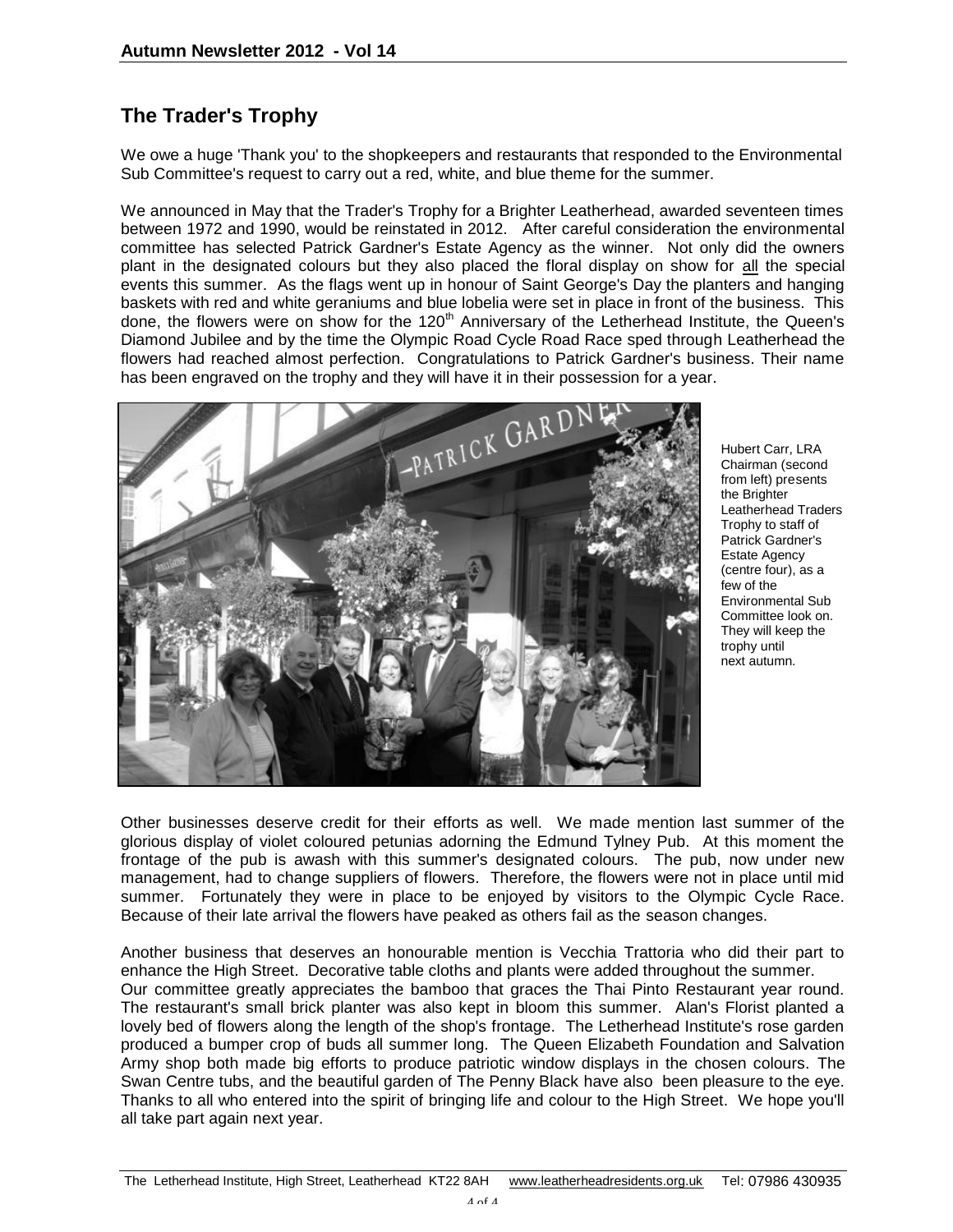## The Trader's Trophy

We owe a huge 'Thank you' to the shopkeepers and restaurants that responded to the Environmental Sub Committee's request to carry out a red, white, and blue theme for the summer.

We announced in May that the Trader's Trophy for a Brighter Leatherhead, awarded seventeen times between 1972 and 1990, would be reinstated in 2012. After careful consideration the environmental committee has selected Patrick Gardner's Estate Agency as the winner. Not only did the owners plant in the designated colours but they also placed the floral display on show for all the special events this summer. As the flags went up in honour of Saint George's Day the planters and hanging baskets with red and white geraniums and blue lobelia were set in place in front of the business. This done, the flowers were on show for the 120th Anniversary of the Letherhead Institute, the Queen's Diamond Jubilee and by the time the Olympic Road Cycle Road Race sped through Leatherhead the flowers had reached almost perfection. Congratulations to Patrick Gardner's business. Their name has been engraved on the trophy and they will have it in their possession for a year.

Hubert Carr, LRA Chairman (second from left) presents the Brighter Leatherhead Traders Trophy to staff of Patrick Gardner's Estate Agency (centre four), as a few of the Environmental Sub Committee look on. They will keep the trophy until next autumn.

Other businesses deserve credit for their efforts as well. We made mention last summer of the glorious display of violet coloured petunias adorning the Edmund Tylney Pub. At this moment the frontage of the pub is awash with this summer's designated colours. The pub, now under new management, had to change suppliers of flowers. Therefore, the flowers were not in place until mid summer. Fortunately they were in place to be enjoyed by visitors to the Olympic Cycle Race. Because of their late arrival the flowers have peaked as others fail as the season changes.

Another business that deserves an honourable mention is Vecchia Trattoria who did their part to enhance the High Street. Decorative table cloths and plants were added throughout the summer.
Our committee greatly appreciates the bamboo that graces the Thai Pinto Restaurant year round. The restaurant's small brick planter was also kept in bloom this summer. Alan's Florist planted a lovely bed of flowers along the length of the shop's frontage. The Letherhead Institute's rose garden produced a bumper crop of buds all summer long. The Queen Elizabeth Foundation and Salvation Army shop both made big efforts to produce patriotic window displays in the chosen colours. The Swan Centre tubs, and the beautiful garden of The Penny Black have also been pleasure to the eye. Thanks to all who entered into the spirit of bringing life and colour to the High Street. We hope you'll all take part again next year.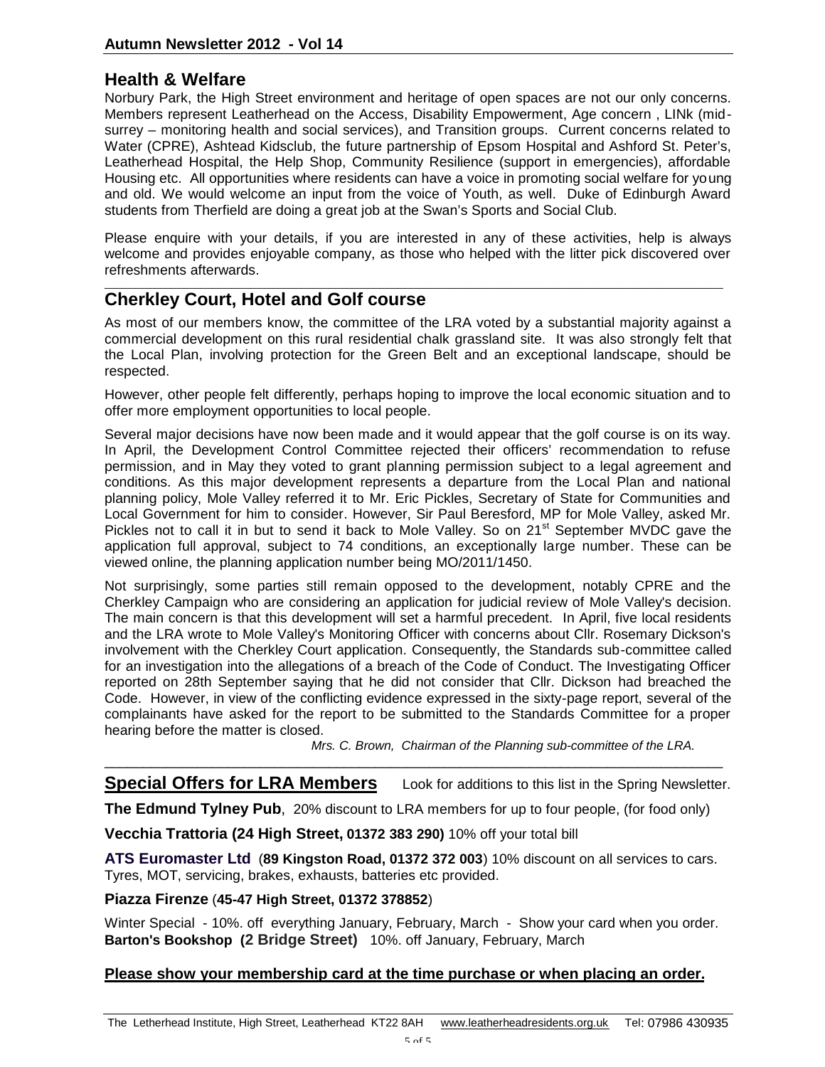## Health & Welfare

Norbury Park, the High Street environment and heritage of open spaces are not our only concerns. Members represent Leatherhead on the Access, Disability Empowerment, Age concern , LINk (mid-surrey – monitoring health and social services), and Transition groups. Current concerns related to Water (CPRE), Ashtead Kidsclub, the future partnership of Epsom Hospital and Ashford St. Peter's, Leatherhead Hospital, the Help Shop, Community Resilience (support in emergencies), affordable Housing etc. All opportunities where residents can have a voice in promoting social welfare for young and old. We would welcome an input from the voice of Youth, as well. Duke of Edinburgh Award students from Therfield are doing a great job at the Swan's Sports and Social Club.

Please enquire with your details, if you are interested in any of these activities, help is always welcome and provides enjoyable company, as those who helped with the litter pick discovered over refreshments afterwards.

## Cherkley Court, Hotel and Golf course

As most of our members know, the committee of the LRA voted by a substantial majority against a commercial development on this rural residential chalk grassland site. It was also strongly felt that the Local Plan, involving protection for the Green Belt and an exceptional landscape, should be respected.

However, other people felt differently, perhaps hoping to improve the local economic situation and to offer more employment opportunities to local people.

Several major decisions have now been made and it would appear that the golf course is on its way. In April, the Development Control Committee rejected their officers' recommendation to refuse permission, and in May they voted to grant planning permission subject to a legal agreement and conditions. As this major development represents a departure from the Local Plan and national planning policy, Mole Valley referred it to Mr. Eric Pickles, Secretary of State for Communities and Local Government for him to consider. However, Sir Paul Beresford, MP for Mole Valley, asked Mr. Pickles not to call it in but to send it back to Mole Valley. So on 21st September MVDC gave the application full approval, subject to 74 conditions, an exceptionally large number. These can be viewed online, the planning application number being MO/2011/1450.

Not surprisingly, some parties still remain opposed to the development, notably CPRE and the Cherkley Campaign who are considering an application for judicial review of Mole Valley's decision. The main concern is that this development will set a harmful precedent. In April, five local residents and the LRA wrote to Mole Valley's Monitoring Officer with concerns about Cllr. Rosemary Dickson's involvement with the Cherkley Court application. Consequently, the Standards sub-committee called for an investigation into the allegations of a breach of the Code of Conduct. The Investigating Officer reported on 28th September saying that he did not consider that Cllr. Dickson had breached the Code. However, in view of the conflicting evidence expressed in the sixty-page report, several of the complainants have asked for the report to be submitted to the Standards Committee for a proper hearing before the matter is closed.

*Mrs. C. Brown, Chairman of the Planning sub-committee of the LRA.*

## Special Offers for LRA Members

Look for additions to this list in the Spring Newsletter.

**The Edmund Tylney Pub**, 20% discount to LRA members for up to four people, (for food only)

**Vecchia Trattoria (24 High Street, 01372 383 290)** 10% off your total bill

**ATS Euromaster Ltd** (**89 Kingston Road, 01372 372 003**) 10% discount on all services to cars. Tyres, MOT, servicing, brakes, exhausts, batteries etc provided.

**Piazza Firenze** (**45-47 High Street, 01372 378852**)

Winter Special - 10%. off everything January, February, March - Show your card when you order.
**Barton's Bookshop (2 Bridge Street)** 10%. off January, February, March

**Please show your membership card at the time purchase or when placing an order.**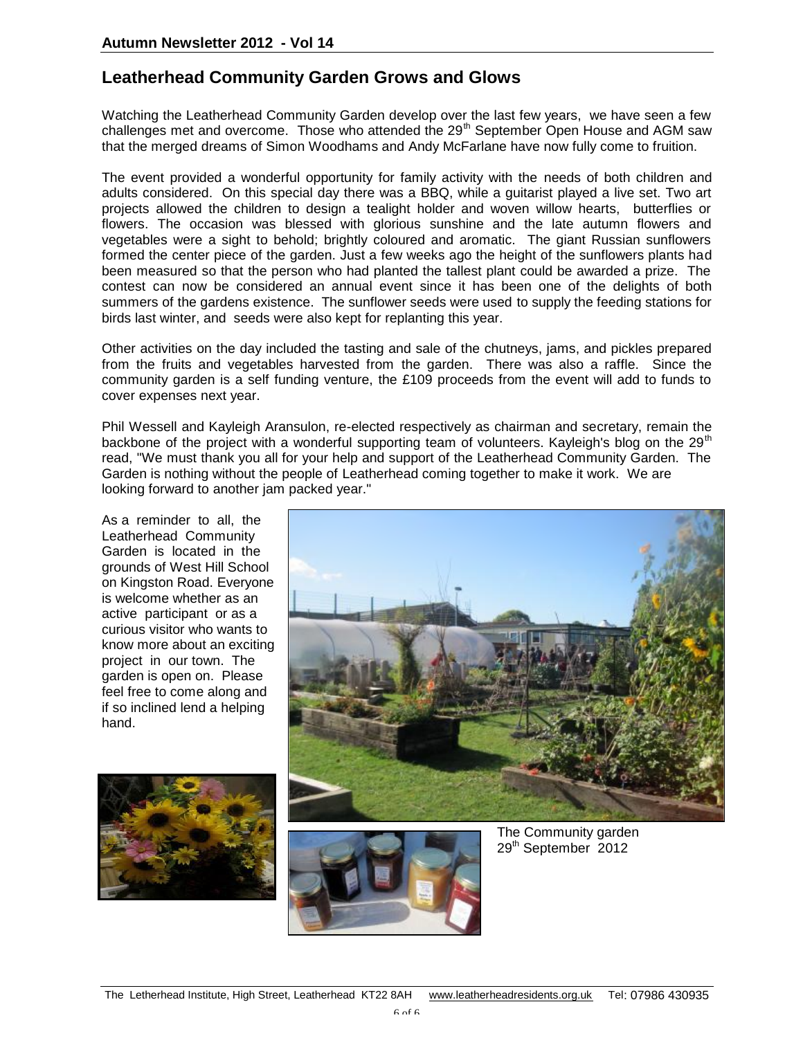## Leatherhead Community Garden Grows and Glows

Watching the Leatherhead Community Garden develop over the last few years, we have seen a few challenges met and overcome. Those who attended the 29th September Open House and AGM saw that the merged dreams of Simon Woodhams and Andy McFarlane have now fully come to fruition.

The event provided a wonderful opportunity for family activity with the needs of both children and adults considered. On this special day there was a BBQ, while a guitarist played a live set. Two art projects allowed the children to design a tealight holder and woven willow hearts, butterflies or flowers. The occasion was blessed with glorious sunshine and the late autumn flowers and vegetables were a sight to behold; brightly coloured and aromatic. The giant Russian sunflowers formed the center piece of the garden. Just a few weeks ago the height of the sunflowers plants had been measured so that the person who had planted the tallest plant could be awarded a prize. The contest can now be considered an annual event since it has been one of the delights of both summers of the gardens existence. The sunflower seeds were used to supply the feeding stations for birds last winter, and seeds were also kept for replanting this year.

Other activities on the day included the tasting and sale of the chutneys, jams, and pickles prepared from the fruits and vegetables harvested from the garden. There was also a raffle. Since the community garden is a self funding venture, the £109 proceeds from the event will add to funds to cover expenses next year.

Phil Wessell and Kayleigh Aransulon, re-elected respectively as chairman and secretary, remain the backbone of the project with a wonderful supporting team of volunteers. Kayleigh's blog on the 29th read, "We must thank you all for your help and support of the Leatherhead Community Garden. The Garden is nothing without the people of Leatherhead coming together to make it work. We are looking forward to another jam packed year."

As a reminder to all, the Leatherhead Community Garden is located in the grounds of West Hill School on Kingston Road. Everyone is welcome whether as an active participant or as a curious visitor who wants to know more about an exciting project in our town. The garden is open on. Please feel free to come along and if so inclined lend a helping hand.

The Community garden 29th September 2012

The Letherhead Institute, High Street, Leatherhead KT22 8AH www.leatherheadresidents.org.uk Tel: 07986 430935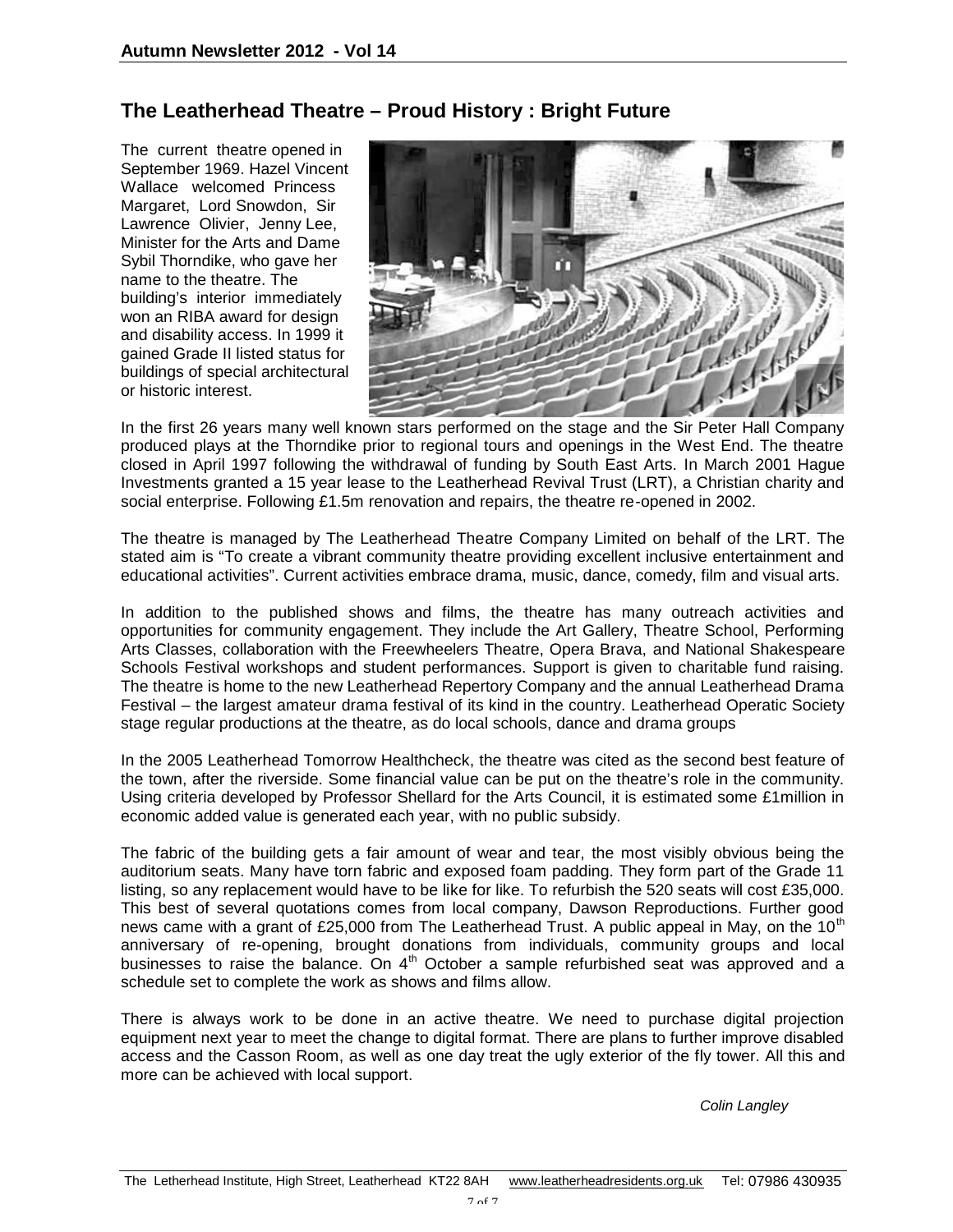## The Leatherhead Theatre – Proud History : Bright Future

The current theatre opened in September 1969. Hazel Vincent Wallace welcomed Princess Margaret, Lord Snowdon, Sir Lawrence Olivier, Jenny Lee, Minister for the Arts and Dame Sybil Thorndike, who gave her name to the theatre. The building's interior immediately won an RIBA award for design and disability access. In 1999 it gained Grade II listed status for buildings of special architectural or historic interest.

In the first 26 years many well known stars performed on the stage and the Sir Peter Hall Company produced plays at the Thorndike prior to regional tours and openings in the West End. The theatre closed in April 1997 following the withdrawal of funding by South East Arts. In March 2001 Hague Investments granted a 15 year lease to the Leatherhead Revival Trust (LRT), a Christian charity and social enterprise. Following £1.5m renovation and repairs, the theatre re-opened in 2002.

The theatre is managed by The Leatherhead Theatre Company Limited on behalf of the LRT. The stated aim is "To create a vibrant community theatre providing excellent inclusive entertainment and educational activities". Current activities embrace drama, music, dance, comedy, film and visual arts.

In addition to the published shows and films, the theatre has many outreach activities and opportunities for community engagement. They include the Art Gallery, Theatre School, Performing Arts Classes, collaboration with the Freewheelers Theatre, Opera Brava, and National Shakespeare Schools Festival workshops and student performances. Support is given to charitable fund raising. The theatre is home to the new Leatherhead Repertory Company and the annual Leatherhead Drama Festival – the largest amateur drama festival of its kind in the country. Leatherhead Operatic Society stage regular productions at the theatre, as do local schools, dance and drama groups

In the 2005 Leatherhead Tomorrow Healthcheck, the theatre was cited as the second best feature of the town, after the riverside. Some financial value can be put on the theatre's role in the community. Using criteria developed by Professor Shellard for the Arts Council, it is estimated some £1million in economic added value is generated each year, with no public subsidy.

The fabric of the building gets a fair amount of wear and tear, the most visibly obvious being the auditorium seats. Many have torn fabric and exposed foam padding. They form part of the Grade 11 listing, so any replacement would have to be like for like. To refurbish the 520 seats will cost £35,000. This best of several quotations comes from local company, Dawson Reproductions. Further good news came with a grant of £25,000 from The Leatherhead Trust. A public appeal in May, on the 10th anniversary of re-opening, brought donations from individuals, community groups and local businesses to raise the balance. On 4th October a sample refurbished seat was approved and a schedule set to complete the work as shows and films allow.

There is always work to be done in an active theatre. We need to purchase digital projection equipment next year to meet the change to digital format. There are plans to further improve disabled access and the Casson Room, as well as one day treat the ugly exterior of the fly tower. All this and more can be achieved with local support.

*Colin Langley*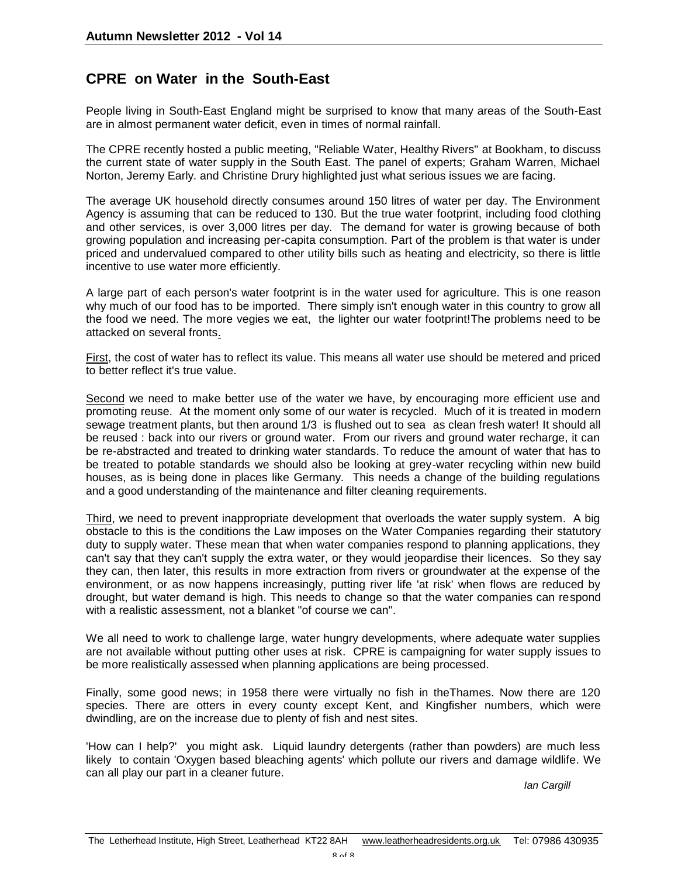## CPRE on Water in the South-East

People living in South-East England might be surprised to know that many areas of the South-East are in almost permanent water deficit, even in times of normal rainfall.

The CPRE recently hosted a public meeting, "Reliable Water, Healthy Rivers" at Bookham, to discuss the current state of water supply in the South East. The panel of experts; Graham Warren, Michael Norton, Jeremy Early. and Christine Drury highlighted just what serious issues we are facing.

The average UK household directly consumes around 150 litres of water per day. The Environment Agency is assuming that can be reduced to 130. But the true water footprint, including food clothing and other services, is over 3,000 litres per day. The demand for water is growing because of both growing population and increasing per-capita consumption. Part of the problem is that water is under priced and undervalued compared to other utility bills such as heating and electricity, so there is little incentive to use water more efficiently.

A large part of each person's water footprint is in the water used for agriculture. This is one reason why much of our food has to be imported. There simply isn't enough water in this country to grow all the food we need. The more vegies we eat, the lighter our water footprint!The problems need to be attacked on several fronts.

First, the cost of water has to reflect its value. This means all water use should be metered and priced to better reflect it's true value.

Second we need to make better use of the water we have, by encouraging more efficient use and promoting reuse. At the moment only some of our water is recycled. Much of it is treated in modern sewage treatment plants, but then around 1/3 is flushed out to sea as clean fresh water! It should all be reused : back into our rivers or ground water. From our rivers and ground water recharge, it can be re-abstracted and treated to drinking water standards. To reduce the amount of water that has to be treated to potable standards we should also be looking at grey-water recycling within new build houses, as is being done in places like Germany. This needs a change of the building regulations and a good understanding of the maintenance and filter cleaning requirements.

Third, we need to prevent inappropriate development that overloads the water supply system. A big obstacle to this is the conditions the Law imposes on the Water Companies regarding their statutory duty to supply water. These mean that when water companies respond to planning applications, they can't say that they can't supply the extra water, or they would jeopardise their licences. So they say they can, then later, this results in more extraction from rivers or groundwater at the expense of the environment, or as now happens increasingly, putting river life 'at risk' when flows are reduced by drought, but water demand is high. This needs to change so that the water companies can respond with a realistic assessment, not a blanket "of course we can".

We all need to work to challenge large, water hungry developments, where adequate water supplies are not available without putting other uses at risk. CPRE is campaigning for water supply issues to be more realistically assessed when planning applications are being processed.

Finally, some good news; in 1958 there were virtually no fish in theThames. Now there are 120 species. There are otters in every county except Kent, and Kingfisher numbers, which were dwindling, are on the increase due to plenty of fish and nest sites.

'How can I help?' you might ask. Liquid laundry detergents (rather than powders) are much less likely to contain 'Oxygen based bleaching agents' which pollute our rivers and damage wildlife. We can all play our part in a cleaner future.

*Ian Cargill*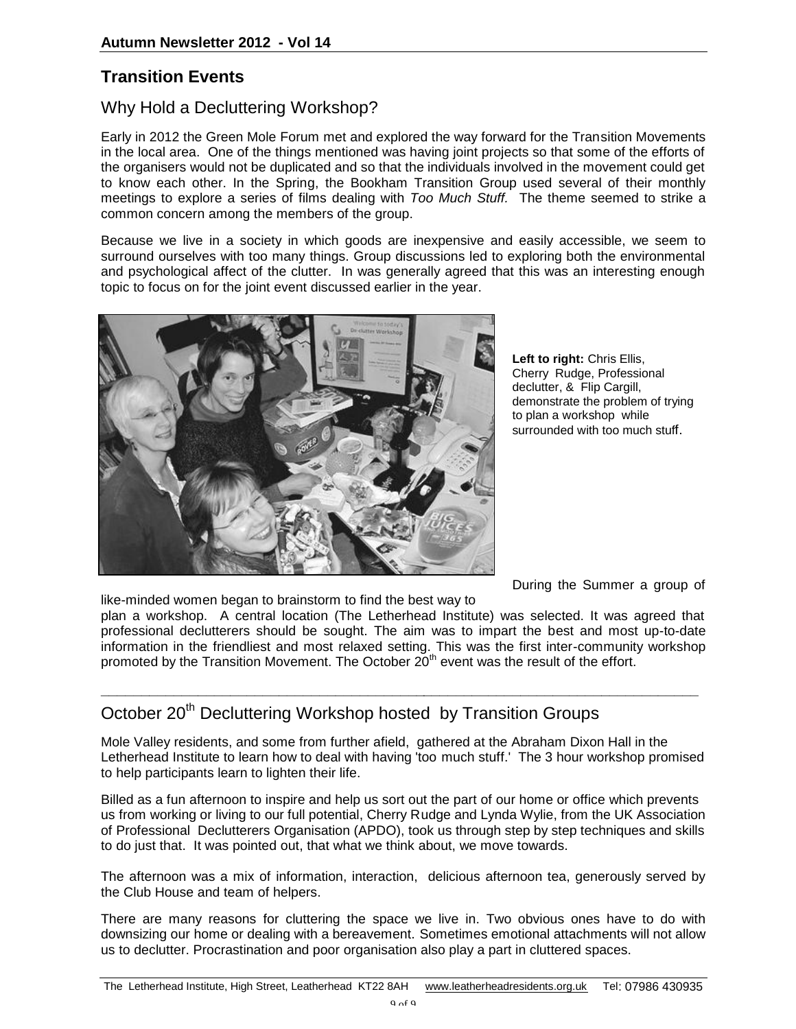## Transition Events

### Why Hold a Decluttering Workshop?

Early in 2012 the Green Mole Forum met and explored the way forward for the Transition Movements in the local area. One of the things mentioned was having joint projects so that some of the efforts of the organisers would not be duplicated and so that the individuals involved in the movement could get to know each other. In the Spring, the Bookham Transition Group used several of their monthly meetings to explore a series of films dealing with *Too Much Stuff.* The theme seemed to strike a common concern among the members of the group.

Because we live in a society in which goods are inexpensive and easily accessible, we seem to surround ourselves with too many things. Group discussions led to exploring both the environmental and psychological affect of the clutter. In was generally agreed that this was an interesting enough topic to focus on for the joint event discussed earlier in the year.

**Left to right:** Chris Ellis, Cherry Rudge, Professional declutter, & Flip Cargill, demonstrate the problem of trying to plan a workshop while surrounded with too much stuff.

During the Summer a group of like-minded women began to brainstorm to find the best way to plan a workshop. A central location (The Letherhead Institute) was selected. It was agreed that professional declutterers should be sought. The aim was to impart the best and most up-to-date information in the friendliest and most relaxed setting. This was the first inter-community workshop promoted by the Transition Movement. The October 20th event was the result of the effort.

---

### October 20th Decluttering Workshop hosted by Transition Groups

Mole Valley residents, and some from further afield, gathered at the Abraham Dixon Hall in the Letherhead Institute to learn how to deal with having 'too much stuff.' The 3 hour workshop promised to help participants learn to lighten their life.

Billed as a fun afternoon to inspire and help us sort out the part of our home or office which prevents us from working or living to our full potential, Cherry Rudge and Lynda Wylie, from the UK Association of Professional Declutterers Organisation (APDO), took us through step by step techniques and skills to do just that. It was pointed out, that what we think about, we move towards.

The afternoon was a mix of information, interaction, delicious afternoon tea, generously served by the Club House and team of helpers.

There are many reasons for cluttering the space we live in. Two obvious ones have to do with downsizing our home or dealing with a bereavement. Sometimes emotional attachments will not allow us to declutter. Procrastination and poor organisation also play a part in cluttered spaces.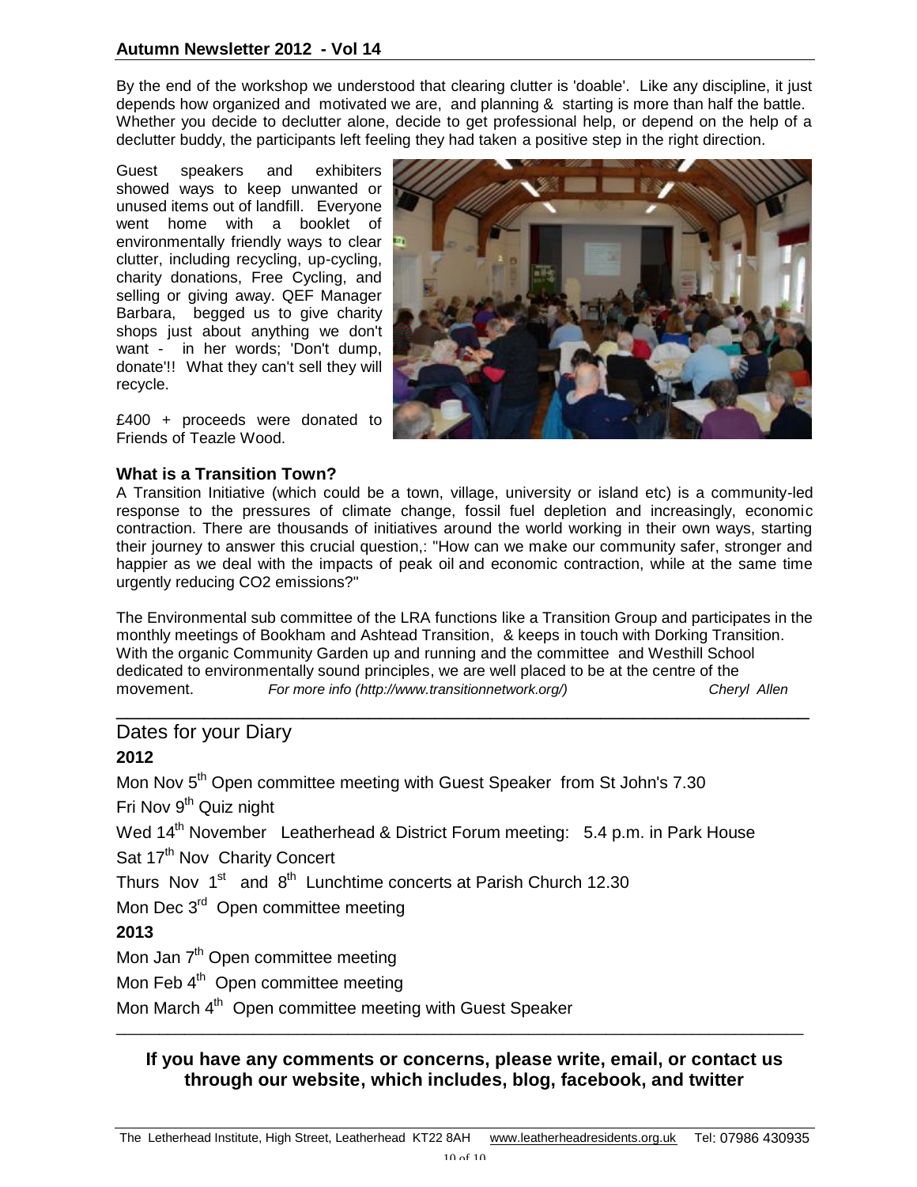By the end of the workshop we understood that clearing clutter is 'doable'. Like any discipline, it just depends how organized and motivated we are, and planning & starting is more than half the battle. Whether you decide to declutter alone, decide to get professional help, or depend on the help of a declutter buddy, the participants left feeling they had taken a positive step in the right direction.

Guest speakers and exhibiters showed ways to keep unwanted or unused items out of landfill. Everyone went home with a booklet of environmentally friendly ways to clear clutter, including recycling, up-cycling, charity donations, Free Cycling, and selling or giving away. QEF Manager Barbara, begged us to give charity shops just about anything we don't want - in her words; 'Don't dump, donate'!! What they can't sell they will recycle.

£400 + proceeds were donated to Friends of Teazle Wood.

**What is a Transition Town?**

A Transition Initiative (which could be a town, village, university or island etc) is a community-led response to the pressures of climate change, fossil fuel depletion and increasingly, economic contraction. There are thousands of initiatives around the world working in their own ways, starting their journey to answer this crucial question,: "How can we make our community safer, stronger and happier as we deal with the impacts of peak oil and economic contraction, while at the same time urgently reducing CO2 emissions?"

The Environmental sub committee of the LRA functions like a Transition Group and participates in the monthly meetings of Bookham and Ashtead Transition, & keeps in touch with Dorking Transition. With the organic Community Garden up and running and the committee and Westhill School dedicated to environmentally sound principles, we are well placed to be at the centre of the movement. *For more info (http://www.transitionnetwork.org/)* *Cheryl Allen*

---

## Dates for your Diary

**2012**

Mon Nov 5th Open committee meeting with Guest Speaker from St John's 7.30

Fri Nov 9th Quiz night

Wed 14th November Leatherhead & District Forum meeting: 5.4 p.m. in Park House

Sat 17th Nov Charity Concert

Thurs Nov 1st and 8th Lunchtime concerts at Parish Church 12.30

Mon Dec 3rd Open committee meeting

**2013**

Mon Jan 7th Open committee meeting

Mon Feb 4th Open committee meeting

Mon March 4th Open committee meeting with Guest Speaker

---

**If you have any comments or concerns, please write, email, or contact us through our website, which includes, blog, facebook, and twitter**

The Letherhead Institute, High Street, Leatherhead KT22 8AH www.leatherheadresidents.org.uk Tel: 07986 430935